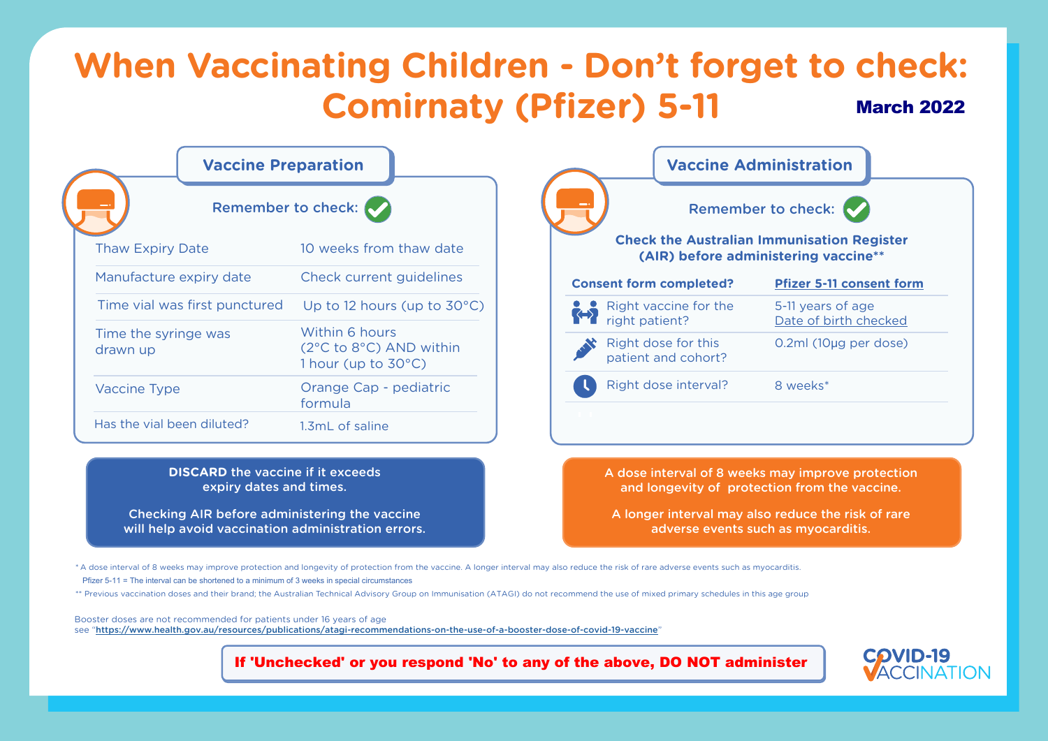# When Vaccinating Children - Don't forget to check: Comirnaty (Pfizer) 5-11

**March 2022**

## Vaccine Preparation

Remember to check: ✓

| | |
|---|---|
| Thaw Expiry Date | 10 weeks from thaw date |
| Manufacture expiry date | Check current guidelines |
| Time vial was first punctured | Up to 12 hours (up to 30°C) |
| Time the syringe was drawn up | Within 6 hours (2°C to 8°C) AND within 1 hour (up to 30°C) |
| Vaccine Type | Orange Cap - pediatric formula |
| Has the vial been diluted? | 1.3mL of saline |

**DISCARD** the vaccine if it exceeds expiry dates and times.

Checking AIR before administering the vaccine will help avoid vaccination administration errors.

## Vaccine Administration

Remember to check: ✓

**Check the Australian Immunisation Register (AIR) before administering vaccine****

| Consent form completed? | Pfizer 5-11 consent form |
|---|---|
| Right vaccine for the right patient? | 5-11 years of age<br>Date of birth checked |
| Right dose for this patient and cohort? | 0.2ml (10µg per dose) |
| Right dose interval? | 8 weeks* |

A dose interval of 8 weeks may improve protection and longevity of protection from the vaccine.

A longer interval may also reduce the risk of rare adverse events such as myocarditis.

* A dose interval of 8 weeks may improve protection and longevity of protection from the vaccine. A longer interval may also reduce the risk of rare adverse events such as myocarditis.
Pfizer 5-11 = The interval can be shortened to a minimum of 3 weeks in special circumstances

** Previous vaccination doses and their brand; the Australian Technical Advisory Group on Immunisation (ATAGI) do not recommend the use of mixed primary schedules in this age group

Booster doses are not recommended for patients under 16 years of age
see "https://www.health.gov.au/resources/publications/atagi-recommendations-on-the-use-of-a-booster-dose-of-covid-19-vaccine"

**If 'Unchecked' or you respond 'No' to any of the above, DO NOT administer**

COVID-19 VACCINATION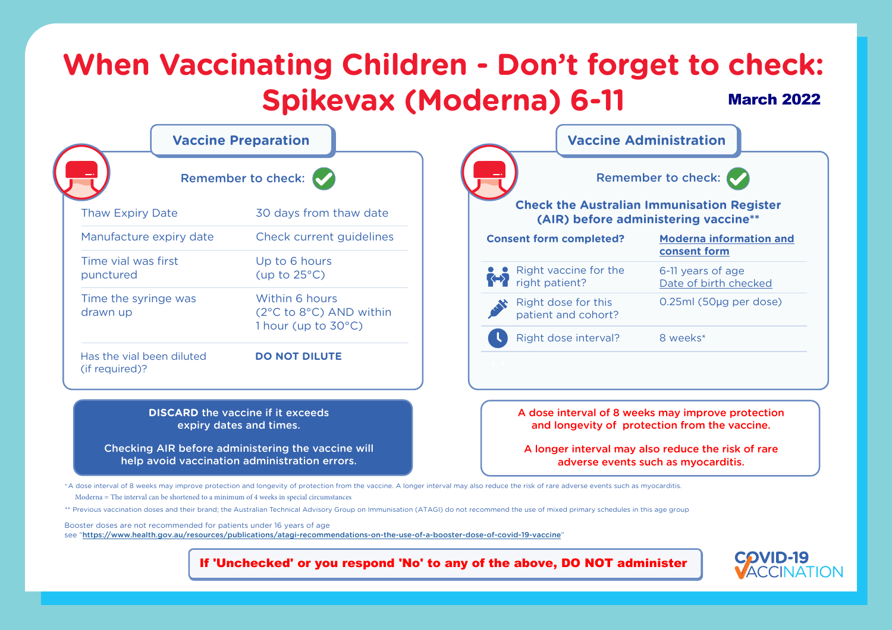# When Vaccinating Children - Don't forget to check: Spikevax (Moderna) 6-11

**March 2022**

## Vaccine Preparation

Remember to check: ✓

| | |
|---|---|
| Thaw Expiry Date | 30 days from thaw date |
| Manufacture expiry date | Check current guidelines |
| Time vial was first punctured | Up to 6 hours (up to 25°C) |
| Time the syringe was drawn up | Within 6 hours (2°C to 8°C) AND within 1 hour (up to 30°C) |
| Has the vial been diluted (if required)? | **DO NOT DILUTE** |

**DISCARD** the vaccine if it exceeds expiry dates and times.

Checking AIR before administering the vaccine will help avoid vaccination administration errors.

## Vaccine Administration

Remember to check: ✓

**Check the Australian Immunisation Register (AIR) before administering vaccine****

| | |
|---|---|
| **Consent form completed?** | **Moderna information and consent form** |
| Right vaccine for the right patient? | 6-11 years of age<br>Date of birth checked |
| Right dose for this patient and cohort? | 0.25ml (50µg per dose) |
| Right dose interval? | 8 weeks* |

A dose interval of 8 weeks may improve protection and longevity of protection from the vaccine.

A longer interval may also reduce the risk of rare adverse events such as myocarditis.

*A dose interval of 8 weeks may improve protection and longevity of protection from the vaccine. A longer interval may also reduce the risk of rare adverse events such as myocarditis.

Moderna = The interval can be shortened to a minimum of 4 weeks in special circumstances

** Previous vaccination doses and their brand; the Australian Technical Advisory Group on Immunisation (ATAGI) do not recommend the use of mixed primary schedules in this age group

Booster doses are not recommended for patients under 16 years of age
see "https://www.health.gov.au/resources/publications/atagi-recommendations-on-the-use-of-a-booster-dose-of-covid-19-vaccine"

**If 'Unchecked' or you respond 'No' to any of the above, DO NOT administer**

COVID-19 VACCINATION